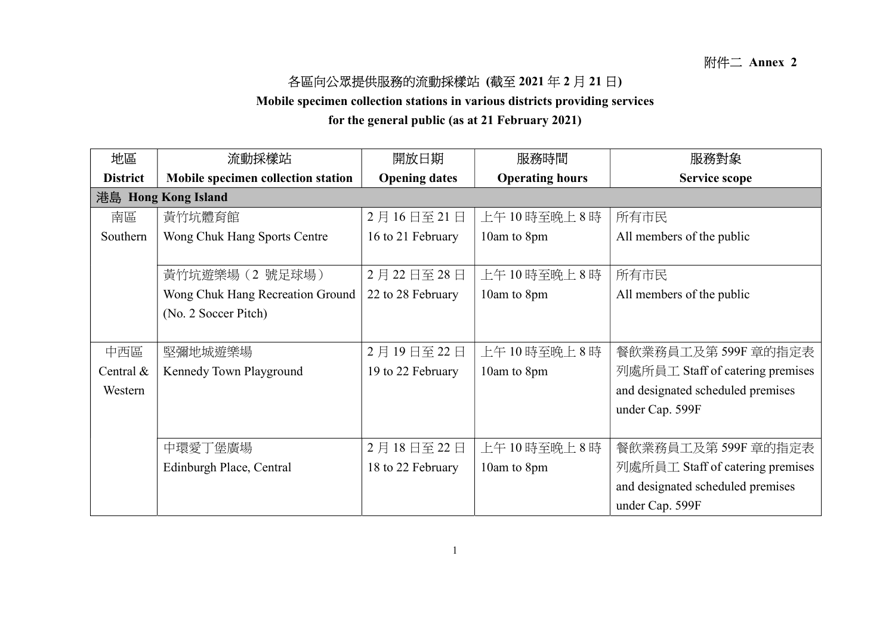附件二 **Annex 2**

# 各區向公眾提供服務的流動採樣站 (截至 2021 年 2 月 21 日)

# Mobile specimen collection stations in various districts providing services for the general public (as at 21 February 2021)

| 地區<br>**District** | 流動採樣站<br>**Mobile specimen collection station** | 開放日期<br>**Opening dates** | 服務時間<br>**Operating hours** | 服務對象<br>**Service scope** |
|---|---|---|---|---|
| **港島 Hong Kong Island** | | | | |
| 南區<br>Southern | 黃竹坑體育館<br>Wong Chuk Hang Sports Centre | 2 月 16 日至 21 日<br>16 to 21 February | 上午 10 時至晚上 8 時<br>10am to 8pm | 所有市民<br>All members of the public |
| | 黃竹坑遊樂場（2 號足球場）<br>Wong Chuk Hang Recreation Ground (No. 2 Soccer Pitch) | 2 月 22 日至 28 日<br>22 to 28 February | 上午 10 時至晚上 8 時<br>10am to 8pm | 所有市民<br>All members of the public |
| 中西區<br>Central & Western | 堅彌地城遊樂場<br>Kennedy Town Playground | 2 月 19 日至 22 日<br>19 to 22 February | 上午 10 時至晚上 8 時<br>10am to 8pm | 餐飲業務員工及第 599F 章的指定表列處所員工 Staff of catering premises and designated scheduled premises under Cap. 599F |
| | 中環愛丁堡廣場<br>Edinburgh Place, Central | 2 月 18 日至 22 日<br>18 to 22 February | 上午 10 時至晚上 8 時<br>10am to 8pm | 餐飲業務員工及第 599F 章的指定表列處所員工 Staff of catering premises and designated scheduled premises under Cap. 599F |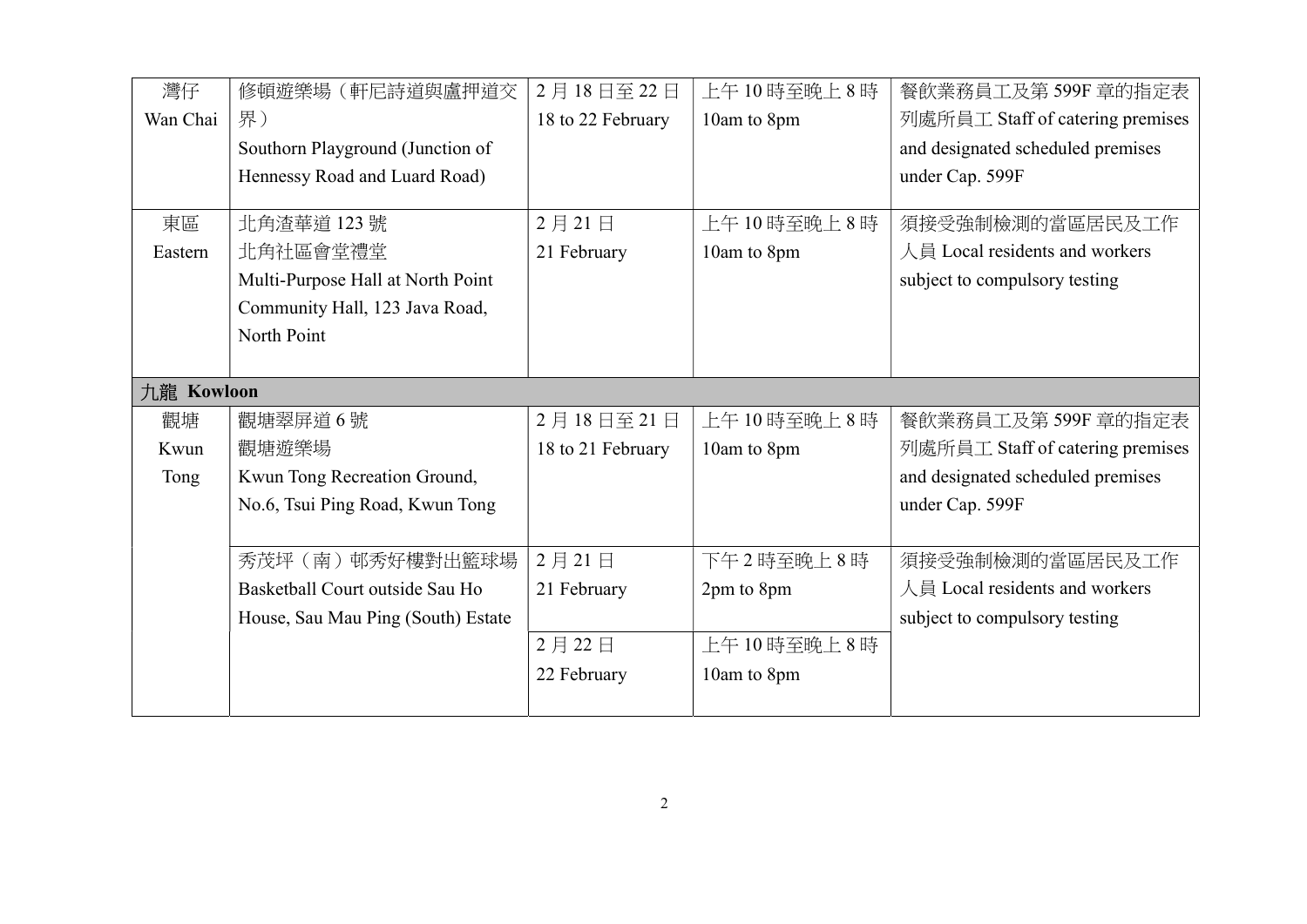| | | | | |
|---|---|---|---|---|
| 灣仔 Wan Chai | 修頓遊樂場（軒尼詩道與盧押道交界） Southorn Playground (Junction of Hennessy Road and Luard Road) | 2 月 18 日至 22 日 18 to 22 February | 上午 10 時至晚上 8 時 10am to 8pm | 餐飲業務員工及第 599F 章的指定表列處所員工 Staff of catering premises and designated scheduled premises under Cap. 599F |
| 東區 Eastern | 北角渣華道 123 號 北角社區會堂禮堂 Multi-Purpose Hall at North Point Community Hall, 123 Java Road, North Point | 2 月 21 日 21 February | 上午 10 時至晚上 8 時 10am to 8pm | 須接受強制檢測的當區居民及工作人員 Local residents and workers subject to compulsory testing |
| **九龍 Kowloon** | | | | |
| 觀塘 Kwun Tong | 觀塘翠屏道 6 號 觀塘遊樂場 Kwun Tong Recreation Ground, No.6, Tsui Ping Road, Kwun Tong | 2 月 18 日至 21 日 18 to 21 February | 上午 10 時至晚上 8 時 10am to 8pm | 餐飲業務員工及第 599F 章的指定表列處所員工 Staff of catering premises and designated scheduled premises under Cap. 599F |
| | 秀茂坪（南）邨秀好樓對出籃球場 Basketball Court outside Sau Ho House, Sau Mau Ping (South) Estate | 2 月 21 日 21 February | 下午 2 時至晚上 8 時 2pm to 8pm | 須接受強制檢測的當區居民及工作人員 Local residents and workers subject to compulsory testing |
| | | 2 月 22 日 22 February | 上午 10 時至晚上 8 時 10am to 8pm | |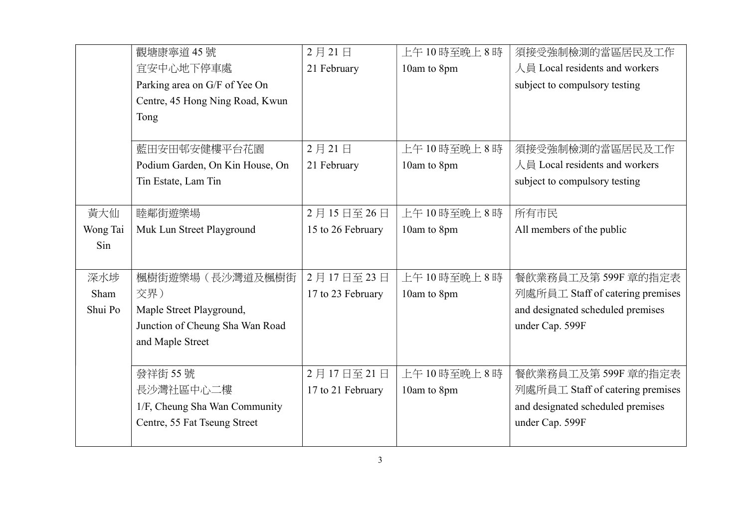| | | | | |
|---|---|---|---|---|
| | 觀塘康寧道 45 號<br>宜安中心地下停車處<br>Parking area on G/F of Yee On Centre, 45 Hong Ning Road, Kwun Tong | 2 月 21 日<br>21 February | 上午 10 時至晚上 8 時<br>10am to 8pm | 須接受強制檢測的當區居民及工作人員 Local residents and workers subject to compulsory testing |
| | 藍田安田邨安健樓平台花園<br>Podium Garden, On Kin House, On Tin Estate, Lam Tin | 2 月 21 日<br>21 February | 上午 10 時至晚上 8 時<br>10am to 8pm | 須接受強制檢測的當區居民及工作人員 Local residents and workers subject to compulsory testing |
| 黃大仙<br>Wong Tai Sin | 睦鄰街遊樂場<br>Muk Lun Street Playground | 2 月 15 日至 26 日<br>15 to 26 February | 上午 10 時至晚上 8 時<br>10am to 8pm | 所有市民<br>All members of the public |
| 深水埗<br>Sham Shui Po | 楓樹街遊樂場（長沙灣道及楓樹街交界）<br>Maple Street Playground, Junction of Cheung Sha Wan Road and Maple Street | 2 月 17 日至 23 日<br>17 to 23 February | 上午 10 時至晚上 8 時<br>10am to 8pm | 餐飲業務員工及第 599F 章的指定表列處所員工 Staff of catering premises and designated scheduled premises under Cap. 599F |
| | 發祥街 55 號<br>長沙灣社區中心二樓<br>1/F, Cheung Sha Wan Community Centre, 55 Fat Tseung Street | 2 月 17 日至 21 日<br>17 to 21 February | 上午 10 時至晚上 8 時<br>10am to 8pm | 餐飲業務員工及第 599F 章的指定表列處所員工 Staff of catering premises and designated scheduled premises under Cap. 599F |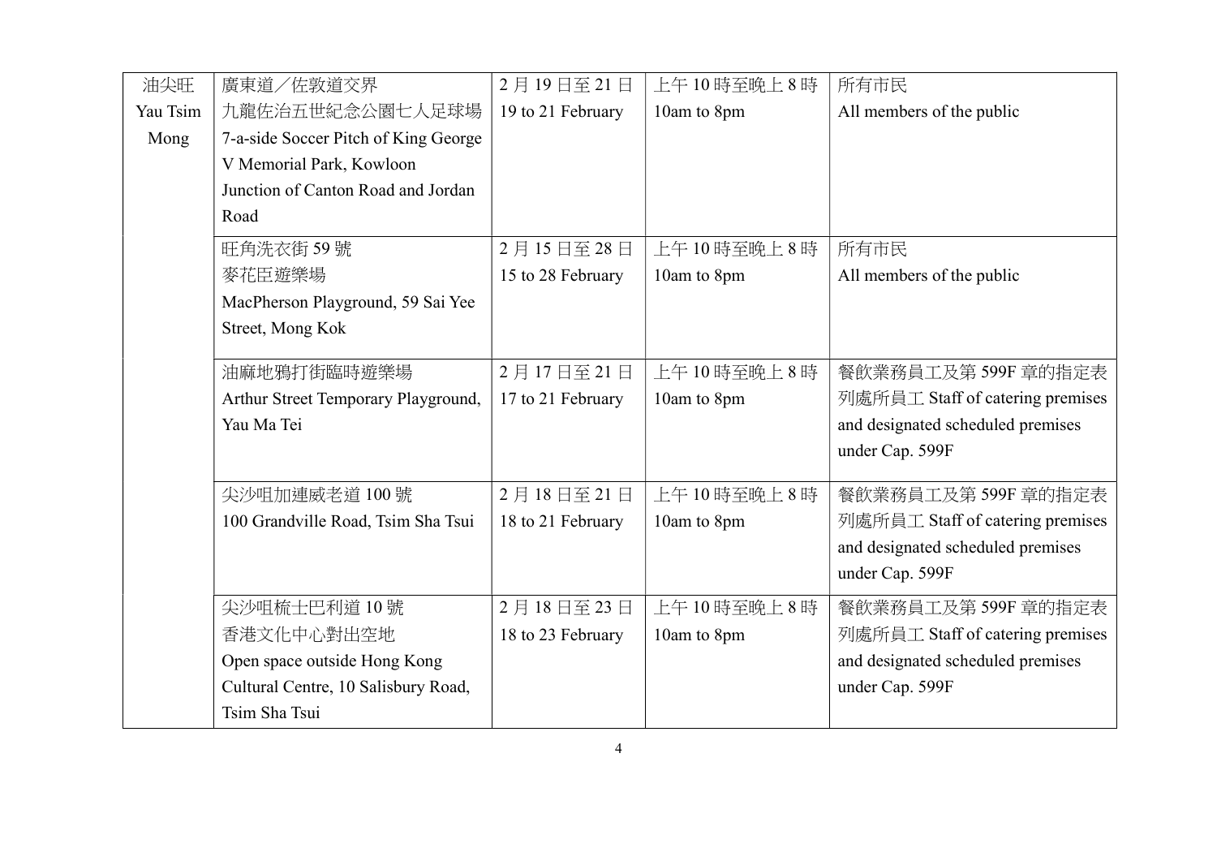| 油尖旺 Yau Tsim Mong | 廣東道／佐敦道交界 九龍佐治五世紀念公園七人足球場 7-a-side Soccer Pitch of King George V Memorial Park, Kowloon Junction of Canton Road and Jordan Road | 2 月 19 日至 21 日 19 to 21 February | 上午 10 時至晚上 8 時 10am to 8pm | 所有市民 All members of the public |
|---|---|---|---|---|
| | 旺角洗衣街 59 號 麥花臣遊樂場 MacPherson Playground, 59 Sai Yee Street, Mong Kok | 2 月 15 日至 28 日 15 to 28 February | 上午 10 時至晚上 8 時 10am to 8pm | 所有市民 All members of the public |
| | 油麻地鴉打街臨時遊樂場 Arthur Street Temporary Playground, Yau Ma Tei | 2 月 17 日至 21 日 17 to 21 February | 上午 10 時至晚上 8 時 10am to 8pm | 餐飲業務員工及第 599F 章的指定表列處所員工 Staff of catering premises and designated scheduled premises under Cap. 599F |
| | 尖沙咀加連威老道 100 號 100 Grandville Road, Tsim Sha Tsui | 2 月 18 日至 21 日 18 to 21 February | 上午 10 時至晚上 8 時 10am to 8pm | 餐飲業務員工及第 599F 章的指定表列處所員工 Staff of catering premises and designated scheduled premises under Cap. 599F |
| | 尖沙咀梳士巴利道 10 號 香港文化中心對出空地 Open space outside Hong Kong Cultural Centre, 10 Salisbury Road, Tsim Sha Tsui | 2 月 18 日至 23 日 18 to 23 February | 上午 10 時至晚上 8 時 10am to 8pm | 餐飲業務員工及第 599F 章的指定表列處所員工 Staff of catering premises and designated scheduled premises under Cap. 599F |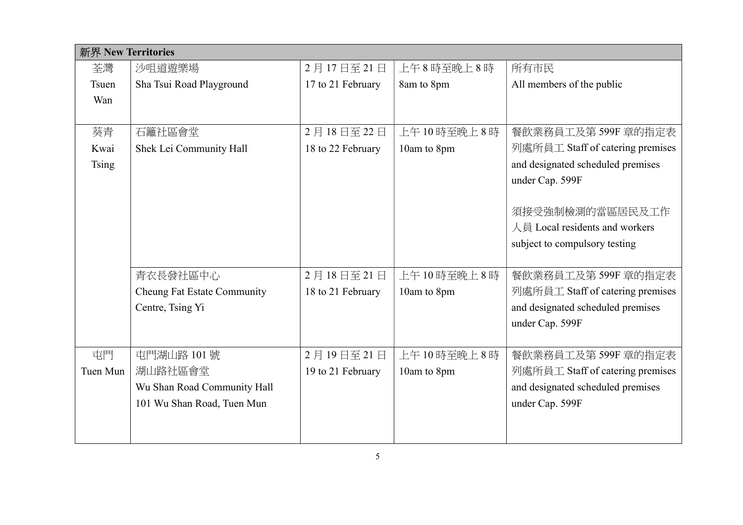| 新界 New Territories | | | | |
|---|---|---|---|---|
| 荃灣 Tsuen Wan | 沙咀道遊樂場 Sha Tsui Road Playground | 2 月 17 日至 21 日 17 to 21 February | 上午 8 時至晚上 8 時 8am to 8pm | 所有市民 All members of the public |
| 葵青 Kwai Tsing | 石籬社區會堂 Shek Lei Community Hall | 2 月 18 日至 22 日 18 to 22 February | 上午 10 時至晚上 8 時 10am to 8pm | 餐飲業務員工及第 599F 章的指定表列處所員工 Staff of catering premises and designated scheduled premises under Cap. 599F<br><br>須接受強制檢測的當區居民及工作人員 Local residents and workers subject to compulsory testing |
| | 青衣長發社區中心 Cheung Fat Estate Community Centre, Tsing Yi | 2 月 18 日至 21 日 18 to 21 February | 上午 10 時至晚上 8 時 10am to 8pm | 餐飲業務員工及第 599F 章的指定表列處所員工 Staff of catering premises and designated scheduled premises under Cap. 599F |
| 屯門 Tuen Mun | 屯門湖山路 101 號湖山路社區會堂 Wu Shan Road Community Hall 101 Wu Shan Road, Tuen Mun | 2 月 19 日至 21 日 19 to 21 February | 上午 10 時至晚上 8 時 10am to 8pm | 餐飲業務員工及第 599F 章的指定表列處所員工 Staff of catering premises and designated scheduled premises under Cap. 599F |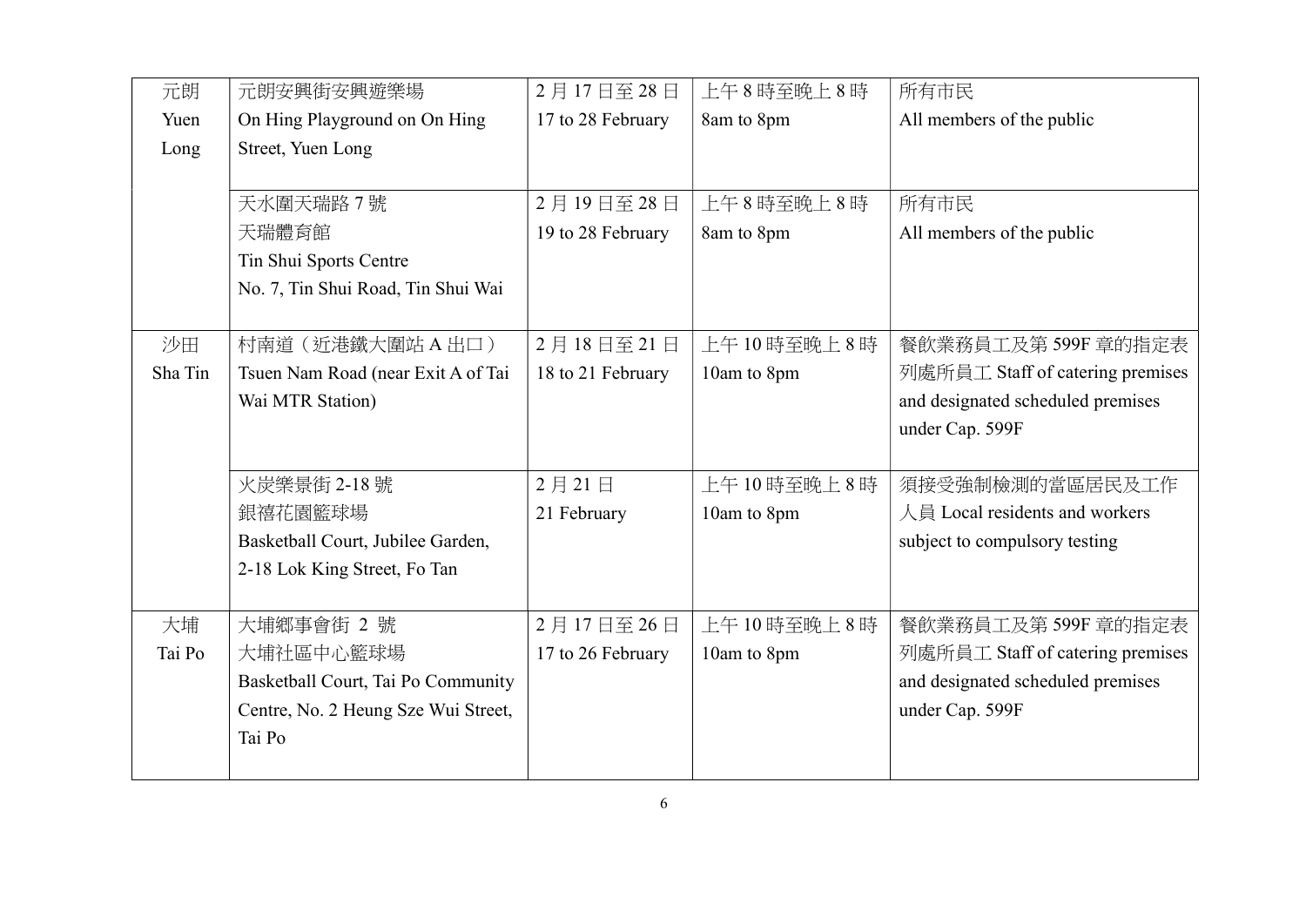| 元朗 Yuen Long | 元朗安興街安興遊樂場 On Hing Playground on On Hing Street, Yuen Long | 2 月 17 日至 28 日 17 to 28 February | 上午 8 時至晚上 8 時 8am to 8pm | 所有市民 All members of the public |
|---|---|---|---|---|
| | 天水圍天瑞路 7 號 天瑞體育館 Tin Shui Sports Centre No. 7, Tin Shui Road, Tin Shui Wai | 2 月 19 日至 28 日 19 to 28 February | 上午 8 時至晚上 8 時 8am to 8pm | 所有市民 All members of the public |
| 沙田 Sha Tin | 村南道（近港鐵大圍站 A 出口） Tsuen Nam Road (near Exit A of Tai Wai MTR Station) | 2 月 18 日至 21 日 18 to 21 February | 上午 10 時至晚上 8 時 10am to 8pm | 餐飲業務員工及第 599F 章的指定表列處所員工 Staff of catering premises and designated scheduled premises under Cap. 599F |
| | 火炭樂景街 2-18 號 銀禧花園籃球場 Basketball Court, Jubilee Garden, 2-18 Lok King Street, Fo Tan | 2 月 21 日 21 February | 上午 10 時至晚上 8 時 10am to 8pm | 須接受強制檢測的當區居民及工作人員 Local residents and workers subject to compulsory testing |
| 大埔 Tai Po | 大埔鄉事會街 2 號 大埔社區中心籃球場 Basketball Court, Tai Po Community Centre, No. 2 Heung Sze Wui Street, Tai Po | 2 月 17 日至 26 日 17 to 26 February | 上午 10 時至晚上 8 時 10am to 8pm | 餐飲業務員工及第 599F 章的指定表列處所員工 Staff of catering premises and designated scheduled premises under Cap. 599F |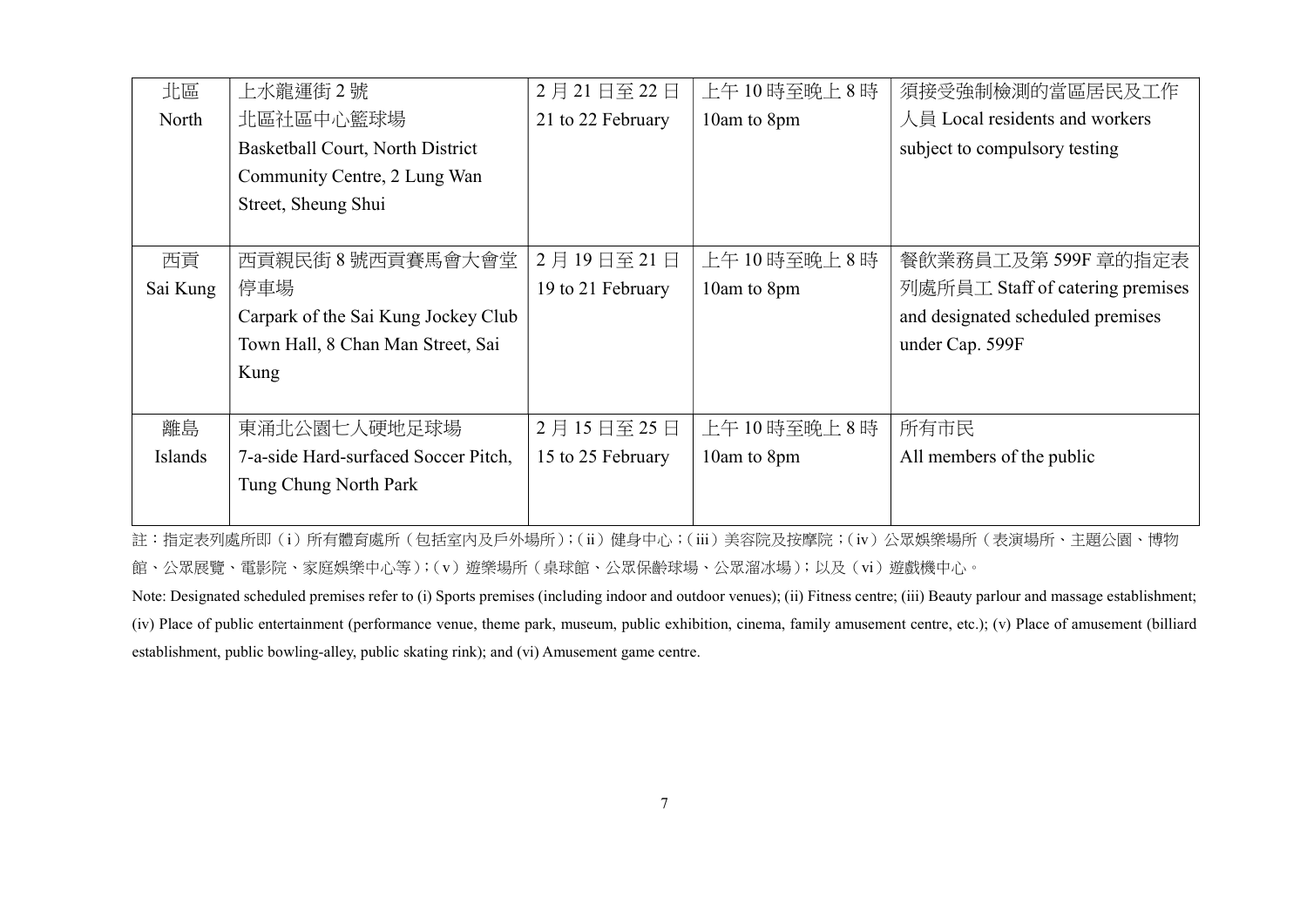| | | | | |
|---|---|---|---|---|
| 北區<br>North | 上水龍運街 2 號<br>北區社區中心籃球場<br>Basketball Court, North District Community Centre, 2 Lung Wan Street, Sheung Shui | 2 月 21 日至 22 日<br>21 to 22 February | 上午 10 時至晚上 8 時<br>10am to 8pm | 須接受強制檢測的當區居民及工作人員 Local residents and workers subject to compulsory testing |
| 西貢<br>Sai Kung | 西貢親民街 8 號西貢賽馬會大會堂停車場<br>Carpark of the Sai Kung Jockey Club Town Hall, 8 Chan Man Street, Sai Kung | 2 月 19 日至 21 日<br>19 to 21 February | 上午 10 時至晚上 8 時<br>10am to 8pm | 餐飲業務員工及第 599F 章的指定表列處所員工 Staff of catering premises and designated scheduled premises under Cap. 599F |
| 離島<br>Islands | 東涌北公園七人硬地足球場<br>7-a-side Hard-surfaced Soccer Pitch, Tung Chung North Park | 2 月 15 日至 25 日<br>15 to 25 February | 上午 10 時至晚上 8 時<br>10am to 8pm | 所有市民<br>All members of the public |

註：指定表列處所即（i）所有體育處所（包括室內及戶外場所）；（ii）健身中心；（iii）美容院及按摩院；（iv）公眾娛樂場所（表演場所、主題公園、博物館、公眾展覽、電影院、家庭娛樂中心等）；（v）遊樂場所（桌球館、公眾保齡球場、公眾溜冰場）；以及（vi）遊戲機中心。

Note: Designated scheduled premises refer to (i) Sports premises (including indoor and outdoor venues); (ii) Fitness centre; (iii) Beauty parlour and massage establishment; (iv) Place of public entertainment (performance venue, theme park, museum, public exhibition, cinema, family amusement centre, etc.); (v) Place of amusement (billiard establishment, public bowling-alley, public skating rink); and (vi) Amusement game centre.